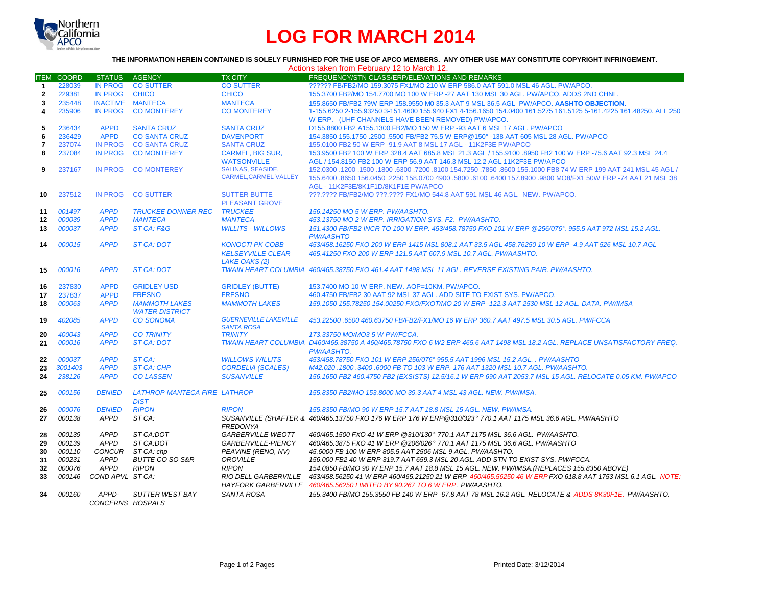Northern California APCO

# LOG FOR MARCH 2014

**THE INFORMATION HEREIN CONTAINED IS SOLELY FURNISHED FOR THE USE OF APCO MEMBERS. ANY OTHER USE MAY CONSTITUTE COPYRIGHT INFRINGEMENT.**

Actions taken from February 12 to March 12.

| ITEM | COORD | STATUS | AGENCY | TX CITY | FREQUENCY/STN CLASS/ERP/ELEVATIONS AND REMARKS |
|---|---|---|---|---|---|
| 1 | 228039 | IN PROG | CO SUTTER | CO SUTTER | ?????? FB/FB2/MO 159.3075 FX1/MO 210 W ERP 586.0 AAT 591.0 MSL 46 AGL. PW/APCO. |
| 2 | 229381 | IN PROG | CHICO | CHICO | 155.3700 FB2/MO 154.7700 MO 100 W ERP -27 AAT 130 MSL 30 AGL. PW/APCO. ADDS 2ND CHNL. |
| 3 | 235448 | INACTIVE | MANTECA | MANTECA | 155.8650 FB/FB2 79W ERP 158.9550 M0 35.3 AAT 9 MSL 36.5 AGL PW/APCO. **AASHTO OBJECTION.** |
| 4 | 235906 | IN PROG | CO MONTEREY | CO MONTEREY | 1-155.6250 2-155.93250 3-151.4600 155.940 FX1 4-156.1650 154.0400 161.5275 161.5125 5-161.4225 161.48250. ALL 250 W ERP. (UHF CHANNELS HAVE BEEN REMOVED) PW/APCO. |
| 5 | 236434 | APPD | SANTA CRUZ | SANTA CRUZ | D155.8800 FB2 A155.1300 FB2/MO 150 W ERP -93 AAT 6 MSL 17 AGL. PW/APCO |
| 6 | 236429 | APPD | CO SANTA CRUZ | DAVENPORT | 154.3850 155.1750 .2500 .5500 FB/FB2 75.5 W ERP@150° -138 AAT 605 MSL 28 AGL. PW/APCO |
| 7 | 237074 | IN PROG | CO SANTA CRUZ | SANTA CRUZ | 155.0100 FB2 50 W ERP -91.9 AAT 8 MSL 17 AGL - 11K2F3E PW/APCO |
| 8 | 237084 | IN PROG | CO MONTEREY | CARMEL, BIG SUR, WATSONVILLE | 153.9500 FB2 100 W ERP 328.4 AAT 685.8 MSL 21.3 AGL / 155.9100 .8950 FB2 100 W ERP -75.6 AAT 92.3 MSL 24.4 AGL / 154.8150 FB2 100 W ERP 56.9 AAT 146.3 MSL 12.2 AGL 11K2F3E PW/APCO |
| 9 | 237167 | IN PROG | CO MONTEREY | SALINAS, SEASIDE, CARMEL,CARMEL VALLEY | 152.0300 .1200 .1500 .1800 .6300 .7200 .8100 154.7250 .7850 .8600 155.1000 FB8 74 W ERP 199 AAT 241 MSL 45 AGL / 155.6400 .8650 156.0450 .2250 158.0700 4900 .5800 .6100 .6400 157.8900 .9800 MO8/FX1 50W ERP -74 AAT 21 MSL 38 AGL - 11K2F3E/8K1F1D/8K1F1E PW/APCO |
| 10 | 237512 | IN PROG | CO SUTTER | SUTTER BUTTE PLEASANT GROVE | ???.???? FB/FB2/MO ???.???? FX1/MO 544.8 AAT 591 MSL 46 AGL. NEW. PW/APCO. |
| 11 | *001497* | *APPD* | *TRUCKEE DONNER REC* | *TRUCKEE* | *156.14250 MO 5 W ERP. PW/AASHTO.* |
| 12 | *000039* | *APPD* | *MANTECA* | *MANTECA* | *453.13750 MO 2 W ERP. IRRIGATION SYS. F2. PW/AASHTO.* |
| 13 | *000037* | *APPD* | *ST CA: F&G* | *WILLITS - WILLOWS* | *151.4300 FB/FB2 INCR TO 100 W ERP. 453/458.78750 FXO 101 W ERP @256/076°. 955.5 AAT 972 MSL 15.2 AGL. PW/AASHTO* |
| 14 | *000015* | *APPD* | *ST CA: DOT* | *KONOCTI PK COBB KELSEYVILLE CLEAR LAKE OAKS (2)* | *453/458.16250 FXO 200 W ERP 1415 MSL 808.1 AAT 33.5 AGL 458.76250 10 W ERP -4.9 AAT 526 MSL 10.7 AGL 465.41250 FXO 200 W ERP 121.5 AAT 607.9 MSL 10.7 AGL. PW/AASHTO.* |
| 15 | *000016* | *APPD* | *ST CA: DOT* | *TWAIN HEART COLUMBIA* | *460/465.38750 FXO 461.4 AAT 1498 MSL 11 AGL. REVERSE EXISTING PAIR. PW/AASHTO.* |
| 16 | 237830 | APPD | GRIDLEY USD | GRIDLEY (BUTTE) | 153.7400 MO 10 W ERP. NEW. AOP=10KM. PW/APCO. |
| 17 | 237837 | APPD | FRESNO | FRESNO | 460.4750 FB/FB2 30 AAT 92 MSL 37 AGL. ADD SITE TO EXIST SYS. PW/APCO. |
| 18 | *000063* | *APPD* | *MAMMOTH LAKES WATER DISTRICT* | *MAMMOTH LAKES* | *159.1050 155.78250 154.00250 FXO/FXOT/MO 20 W ERP -122.3 AAT 2530 MSL 12 AGL. DATA. PW/IMSA* |
| 19 | *402085* | *APPD* | *CO SONOMA* | *GUERNEVILLE LAKEVILLE SANTA ROSA* | *453.22500 .6500 460.63750 FB/FB2/FX1/MO 16 W ERP 360.7 AAT 497.5 MSL 30.5 AGL. PW/FCCA* |
| 20 | *400043* | *APPD* | *CO TRINITY* | *TRINITY* | *173.33750 MO/MO3 5 W PW/FCCA.* |
| 21 | *000016* | *APPD* | *ST CA: DOT* | *TWAIN HEART COLUMBIA* | *D460/465.38750 A 460/465.78750 FXO 6 W2 ERP 465.6 AAT 1498 MSL 18.2 AGL. REPLACE UNSATISFACTORY FREQ. PW/AASHTO.* |
| 22 | *000037* | *APPD* | *ST CA:* | *WILLOWS WILLITS* | *453/458.78750 FXO 101 W ERP 256/076° 955.5 AAT 1996 MSL 15.2 AGL. . PW/AASHTO* |
| 23 | *3001403* | *APPD* | *ST CA: CHP* | *CORDELIA (SCALES)* | *M42.020 .1800 .3400 .6000 FB TO 103 W ERP. 176 AAT 1320 MSL 10.7 AGL. PW/AASHTO.* |
| 24 | *238126* | *APPD* | *CO LASSEN* | *SUSANVILLE* | *156.1650 FB2 460.4750 FB2 (EXSISTS) 12.5/16.1 W ERP 690 AAT 2053.7 MSL 15 AGL. RELOCATE 0.05 KM. PW/APCO* |
| 25 | *000156* | *DENIED* | *LATHROP-MANTECA FIRE DIST* | *LATHROP* | *155.8350 FB2/MO 153.8000 MO 39.3 AAT 4 MSL 43 AGL. NEW. PW/IMSA.* |
| 26 | *000076* | *DENIED* | *RIPON* | *RIPON* | *155.8350 FB/MO 90 W ERP 15.7 AAT 18.8 MSL 15 AGL. NEW. PW/IMSA.* |
| 27 | *000138* | *APPD* | *ST CA:* | *SUSANVILLE (SHAFTER & FREDONYA* | *460/465.13750 FXO 176 W ERP 176 W ERP@310/323° 770.1 AAT 1175 MSL 36.6 AGL. PW/AASHTO* |
| 28 | *000139* | *APPD* | *ST CA:DOT* | *GARBERVILLE-WEOTT* | *460/465.1500 FXO 41 W ERP @310/130° 770.1 AAT 1175 MSL 36.6 AGL. PW/AASHTO.* |
| 29 | *000139* | *APPD* | *ST CA:DOT* | *GARBERVILLE-PIERCY* | *460/465.3875 FXO 41 W ERP @206/026° 770.1 AAT 1175 MSL 36.6 AGL. PW/AASHTO* |
| 30 | *000110* | *CONCUR* | *ST CA: chp* | *PEAVINE (RENO, NV)* | *45.6000 FB 100 W ERP 805.5 AAT 2506 MSL 9 AGL. PW/AASHTO.* |
| 31 | *000231* | *APPD* | *BUTTE CO SO S&R* | *OROVILLE* | *156.000 FB2 40 W ERP 319.7 AAT 659.3 MSL 20 AGL. ADD STN TO EXIST SYS. PW/FCCA.* |
| 32 | *000076* | *APPD* | *RIPON* | *RIPON* | *154.0850 FB/MO 90 W ERP 15.7 AAT 18.8 MSL 15 AGL. NEW. PW/IMSA.(REPLACES 155.8350 ABOVE)* |
| 33 | *000146* | *COND APVL* | *ST CA:* | *RIO DELL GARBERVILLE HAYFORK GARBERVILLE* | *453/458.56250 41 W ERP 460/465.21250 21 W ERP 460/465.56250 46 W ERP FXO 618.8 AAT 1753 MSL 6.1 AGL. NOTE: 460/465.56250 LIMITED BY 90.267 TO 6 W ERP. PW/AASHTO.* |
| 34 | *000160* | *APPD-CONCERNS* | *SUTTER WEST BAY HOSPALS* | *SANTA ROSA* | *155.3400 FB/MO 155.3550 FB 140 W ERP -67.8 AAT 78 MSL 16.2 AGL. RELOCATE & ADDS 8K30F1E. PW/AASHTO.* |

Printed Date: 3/12/2014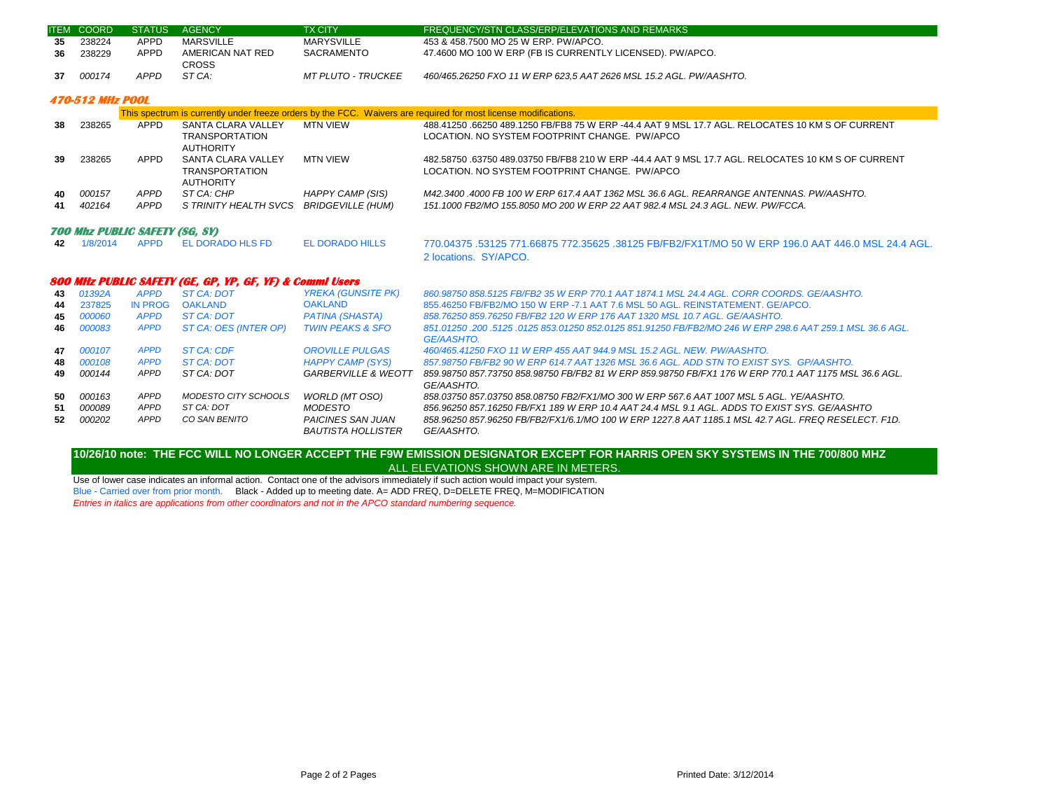| ITEM | COORD | STATUS | AGENCY | TX CITY | FREQUENCY/STN CLASS/ERP/ELEVATIONS AND REMARKS |
|---|---|---|---|---|---|
| 35 | 238224 | APPD | MARSVILLE | MARYSVILLE | 453 & 458.7500 MO 25 W ERP. PW/APCO. |
| 36 | 238229 | APPD | AMERICAN NAT RED CROSS | SACRAMENTO | 47.4600 MO 100 W ERP (FB IS CURRENTLY LICENSED). PW/APCO. |
| 37 | *000174* | *APPD* | *ST CA:* | *MT PLUTO - TRUCKEE* | *460/465.26250 FXO 11 W ERP 623,5 AAT 2626 MSL 15.2 AGL. PW/AASHTO.* |

### *470-512 MHz POOL*

This spectrum is currently under freeze orders by the FCC. Waivers are required for most license modifications.

| ITEM | COORD | STATUS | AGENCY | TX CITY | FREQUENCY/STN CLASS/ERP/ELEVATIONS AND REMARKS |
|---|---|---|---|---|---|
| 38 | 238265 | APPD | SANTA CLARA VALLEY TRANSPORTATION AUTHORITY | MTN VIEW | 488.41250 .66250 489.1250 FB/FB8 75 W ERP -44.4 AAT 9 MSL 17.7 AGL. RELOCATES 10 KM S OF CURRENT LOCATION. NO SYSTEM FOOTPRINT CHANGE. PW/APCO |
| 39 | 238265 | APPD | SANTA CLARA VALLEY TRANSPORTATION AUTHORITY | MTN VIEW | 482.58750 .63750 489.03750 FB/FB8 210 W ERP -44.4 AAT 9 MSL 17.7 AGL. RELOCATES 10 KM S OF CURRENT LOCATION. NO SYSTEM FOOTPRINT CHANGE. PW/APCO |
| 40 | *000157* | *APPD* | *ST CA: CHP* | *HAPPY CAMP (SIS)* | *M42.3400 .4000 FB 100 W ERP 617.4 AAT 1362 MSL 36.6 AGL. REARRANGE ANTENNAS. PW/AASHTO.* |
| 41 | *402164* | *APPD* | *S TRINITY HEALTH SVCS* | *BRIDGEVILLE (HUM)* | *151.1000 FB2/MO 155.8050 MO 200 W ERP 22 AAT 982.4 MSL 24.3 AGL. NEW. PW/FCCA.* |

### *700 Mhz PUBLIC SAFETY (SG, SY)*

| ITEM | COORD | STATUS | AGENCY | TX CITY | FREQUENCY/STN CLASS/ERP/ELEVATIONS AND REMARKS |
|---|---|---|---|---|---|
| 42 | 1/8/2014 | APPD | EL DORADO HLS FD | EL DORADO HILLS | 770.04375 .53125 771.66875 772.35625 .38125 FB/FB2/FX1T/MO 50 W ERP 196.0 AAT 446.0 MSL 24.4 AGL. 2 locations. SY/APCO. |

### *800 MHz PUBLIC SAFETY (GE, GP, YP, GF, YF) & Comml Users*

| ITEM | COORD | STATUS | AGENCY | TX CITY | FREQUENCY/STN CLASS/ERP/ELEVATIONS AND REMARKS |
|---|---|---|---|---|---|
| 43 | *01392A* | *APPD* | *ST CA: DOT* | *YREKA (GUNSITE PK)* | *860.98750 858.5125 FB/FB2 35 W ERP 770.1 AAT 1874.1 MSL 24.4 AGL. CORR COORDS. GE/AASHTO.* |
| 44 | 237825 | IN PROG | OAKLAND | OAKLAND | 855.46250 FB/FB2/MO 150 W ERP -7.1 AAT 7.6 MSL 50 AGL. REINSTATEMENT. GE/APCO. |
| 45 | *000060* | *APPD* | *ST CA: DOT* | *PATINA (SHASTA)* | *858.76250 859.76250 FB/FB2 120 W ERP 176 AAT 1320 MSL 10.7 AGL. GE/AASHTO.* |
| 46 | *000083* | *APPD* | *ST CA: OES (INTER OP)* | *TWIN PEAKS & SFO* | *851.01250 .200 .5125 .0125 853.01250 852.0125 851.91250 FB/FB2/MO 246 W ERP 298.6 AAT 259.1 MSL 36.6 AGL. GE/AASHTO.* |
| 47 | *000107* | *APPD* | *ST CA: CDF* | *OROVILLE PULGAS* | *460/465.41250 FXO 11 W ERP 455 AAT 944.9 MSL 15.2 AGL. NEW. PW/AASHTO.* |
| 48 | *000108* | *APPD* | *ST CA: DOT* | *HAPPY CAMP (SYS)* | *857.98750 FB/FB2 90 W ERP 614.7 AAT 1326 MSL 36.6 AGL. ADD STN TO EXIST SYS. GP/AASHTO.* |
| 49 | *000144* | *APPD* | *ST CA: DOT* | *GARBERVILLE & WEOTT* | *859.98750 857.73750 858.98750 FB/FB2 81 W ERP 859.98750 FB/FX1 176 W ERP 770.1 AAT 1175 MSL 36.6 AGL. GE/AASHTO.* |
| 50 | *000163* | *APPD* | *MODESTO CITY SCHOOLS* | *WORLD (MT OSO)* | *858.03750 857.03750 858.08750 FB2/FX1/MO 300 W ERP 567.6 AAT 1007 MSL 5 AGL. YE/AASHTO.* |
| 51 | *000089* | *APPD* | *ST CA: DOT* | *MODESTO* | *856.96250 857.16250 FB/FX1 189 W ERP 10.4 AAT 24.4 MSL 9.1 AGL. ADDS TO EXIST SYS. GE/AASHTO* |
| 52 | *000202* | *APPD* | *CO SAN BENITO* | *PAICINES SAN JUAN BAUTISTA HOLLISTER* | *858.96250 857.96250 FB/FB2/FX1/6.1/MO 100 W ERP 1227.8 AAT 1185.1 MSL 42.7 AGL. FREQ RESELECT. F1D. GE/AASHTO.* |

**10/26/10 note: THE FCC WILL NO LONGER ACCEPT THE F9W EMISSION DESIGNATOR EXCEPT FOR HARRIS OPEN SKY SYSTEMS IN THE 700/800 MHZ**

ALL ELEVATIONS SHOWN ARE IN METERS.

Use of lower case indicates an informal action. Contact one of the advisors immediately if such action would impact your system.

Blue - Carried over from prior month. Black - Added up to meeting date. A= ADD FREQ, D=DELETE FREQ, M=MODIFICATION

*Entries in italics are applications from other coordinators and not in the APCO standard numbering sequence.*

Printed Date: 3/12/2014